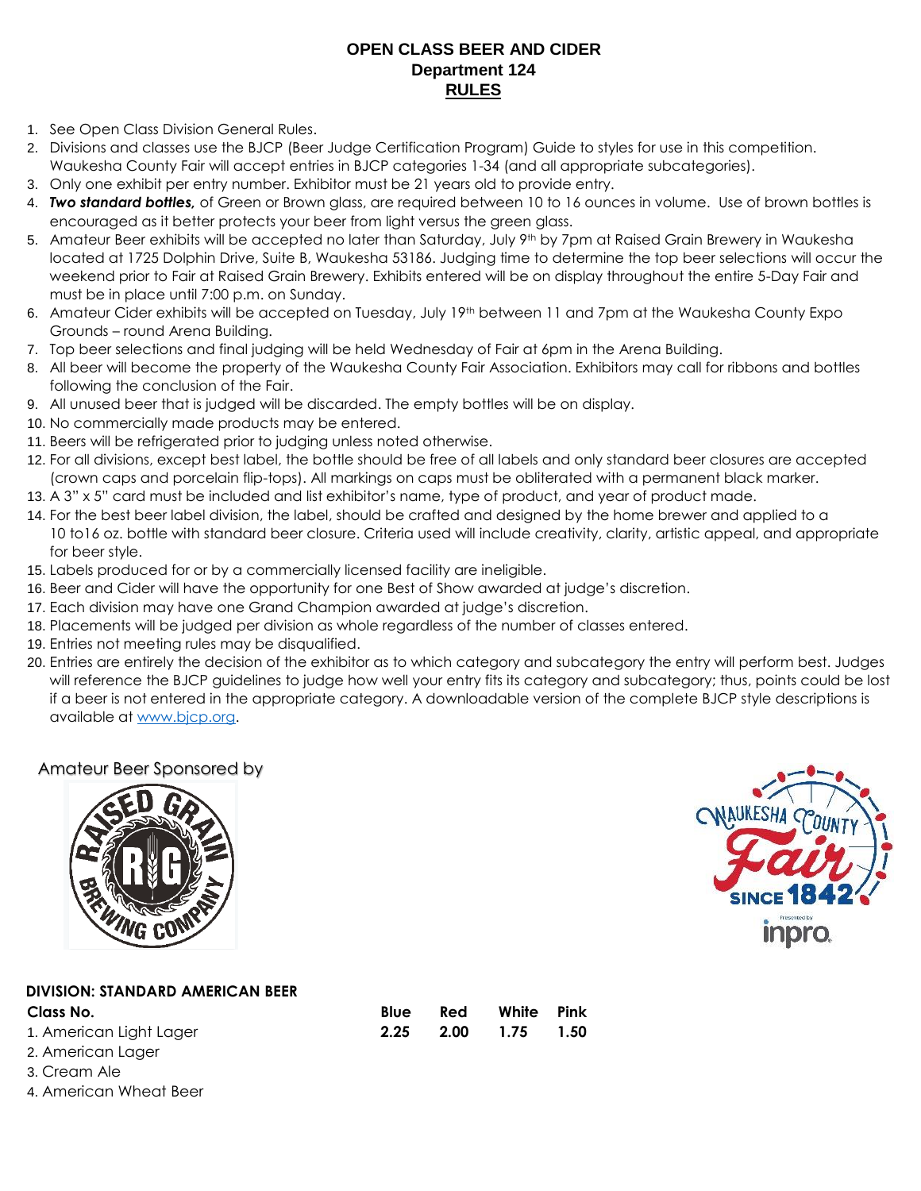# OPEN CLASS BEER AND CIDER
## Department 124
## RULES

1. See Open Class Division General Rules.
2. Divisions and classes use the BJCP (Beer Judge Certification Program) Guide to styles for use in this competition. Waukesha County Fair will accept entries in BJCP categories 1-34 (and all appropriate subcategories).
3. Only one exhibit per entry number. Exhibitor must be 21 years old to provide entry.
4. ***Two standard bottles,*** of Green or Brown glass, are required between 10 to 16 ounces in volume. Use of brown bottles is encouraged as it better protects your beer from light versus the green glass.
5. Amateur Beer exhibits will be accepted no later than Saturday, July 9th by 7pm at Raised Grain Brewery in Waukesha located at 1725 Dolphin Drive, Suite B, Waukesha 53186. Judging time to determine the top beer selections will occur the weekend prior to Fair at Raised Grain Brewery. Exhibits entered will be on display throughout the entire 5-Day Fair and must be in place until 7:00 p.m. on Sunday.
6. Amateur Cider exhibits will be accepted on Tuesday, July 19th between 11 and 7pm at the Waukesha County Expo Grounds – round Arena Building.
7. Top beer selections and final judging will be held Wednesday of Fair at 6pm in the Arena Building.
8. All beer will become the property of the Waukesha County Fair Association. Exhibitors may call for ribbons and bottles following the conclusion of the Fair.
9. All unused beer that is judged will be discarded. The empty bottles will be on display.
10. No commercially made products may be entered.
11. Beers will be refrigerated prior to judging unless noted otherwise.
12. For all divisions, except best label, the bottle should be free of all labels and only standard beer closures are accepted (crown caps and porcelain flip-tops). All markings on caps must be obliterated with a permanent black marker.
13. A 3" x 5" card must be included and list exhibitor's name, type of product, and year of product made.
14. For the best beer label division, the label, should be crafted and designed by the home brewer and applied to a 10 to16 oz. bottle with standard beer closure. Criteria used will include creativity, clarity, artistic appeal, and appropriate for beer style.
15. Labels produced for or by a commercially licensed facility are ineligible.
16. Beer and Cider will have the opportunity for one Best of Show awarded at judge's discretion.
17. Each division may have one Grand Champion awarded at judge's discretion.
18. Placements will be judged per division as whole regardless of the number of classes entered.
19. Entries not meeting rules may be disqualified.
20. Entries are entirely the decision of the exhibitor as to which category and subcategory the entry will perform best. Judges will reference the BJCP guidelines to judge how well your entry fits its category and subcategory; thus, points could be lost if a beer is not entered in the appropriate category. A downloadable version of the complete BJCP style descriptions is available at www.bjcp.org.

Amateur Beer Sponsored by

### DIVISION: STANDARD AMERICAN BEER

| Class No. | Blue | Red | White | Pink |
|---|---|---|---|---|
| 1. American Light Lager | **2.25** | **2.00** | **1.75** | **1.50** |
| 2. American Lager | | | | |
| 3. Cream Ale | | | | |
| 4. American Wheat Beer | | | | |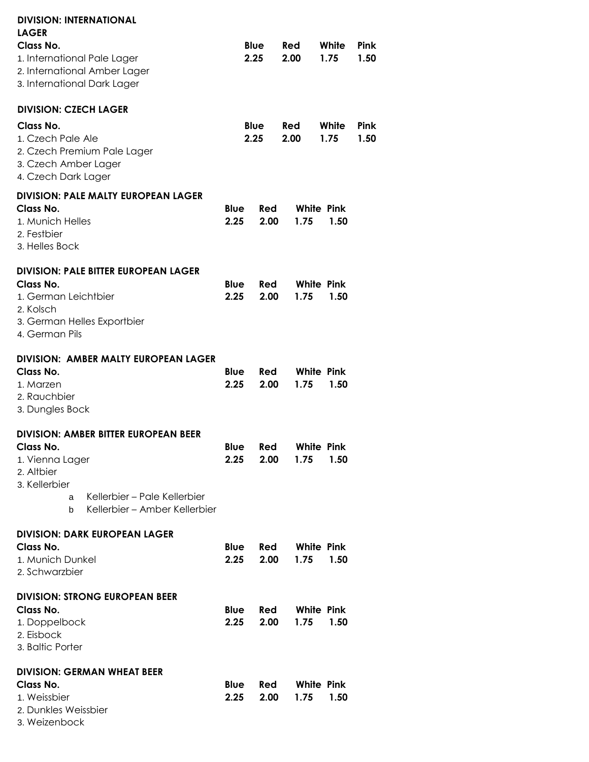**DIVISION: INTERNATIONAL LAGER**

| Class No. | Blue | Red | White | Pink |
|---|---|---|---|---|
| 1. International Pale Lager | 2.25 | 2.00 | 1.75 | 1.50 |
| 2. International Amber Lager | | | | |
| 3. International Dark Lager | | | | |

**DIVISION: CZECH LAGER**

| Class No. | Blue | Red | White | Pink |
|---|---|---|---|---|
| 1. Czech Pale Ale | 2.25 | 2.00 | 1.75 | 1.50 |
| 2. Czech Premium Pale Lager | | | | |
| 3. Czech Amber Lager | | | | |
| 4. Czech Dark Lager | | | | |

**DIVISION: PALE MALTY EUROPEAN LAGER**

| Class No. | Blue | Red | White | Pink |
|---|---|---|---|---|
| 1. Munich Helles | 2.25 | 2.00 | 1.75 | 1.50 |
| 2. Festbier | | | | |
| 3. Helles Bock | | | | |

**DIVISION: PALE BITTER EUROPEAN LAGER**

| Class No. | Blue | Red | White | Pink |
|---|---|---|---|---|
| 1. German Leichtbier | 2.25 | 2.00 | 1.75 | 1.50 |
| 2. Kolsch | | | | |
| 3. German Helles Exportbier | | | | |
| 4. German Pils | | | | |

**DIVISION: AMBER MALTY EUROPEAN LAGER**

| Class No. | Blue | Red | White | Pink |
|---|---|---|---|---|
| 1. Marzen | 2.25 | 2.00 | 1.75 | 1.50 |
| 2. Rauchbier | | | | |
| 3. Dungles Bock | | | | |

**DIVISION: AMBER BITTER EUROPEAN BEER**

| Class No. | Blue | Red | White | Pink |
|---|---|---|---|---|
| 1. Vienna Lager | 2.25 | 2.00 | 1.75 | 1.50 |
| 2. Altbier | | | | |
| 3. Kellerbier | | | | |
| a Kellerbier – Pale Kellerbier | | | | |
| b Kellerbier – Amber Kellerbier | | | | |

**DIVISION: DARK EUROPEAN LAGER**

| Class No. | Blue | Red | White | Pink |
|---|---|---|---|---|
| 1. Munich Dunkel | 2.25 | 2.00 | 1.75 | 1.50 |
| 2. Schwarzbier | | | | |

**DIVISION: STRONG EUROPEAN BEER**

| Class No. | Blue | Red | White | Pink |
|---|---|---|---|---|
| 1. Doppelbock | 2.25 | 2.00 | 1.75 | 1.50 |
| 2. Eisbock | | | | |
| 3. Baltic Porter | | | | |

**DIVISION: GERMAN WHEAT BEER**

| Class No. | Blue | Red | White | Pink |
|---|---|---|---|---|
| 1. Weissbier | 2.25 | 2.00 | 1.75 | 1.50 |
| 2. Dunkles Weissbier | | | | |
| 3. Weizenbock | | | | |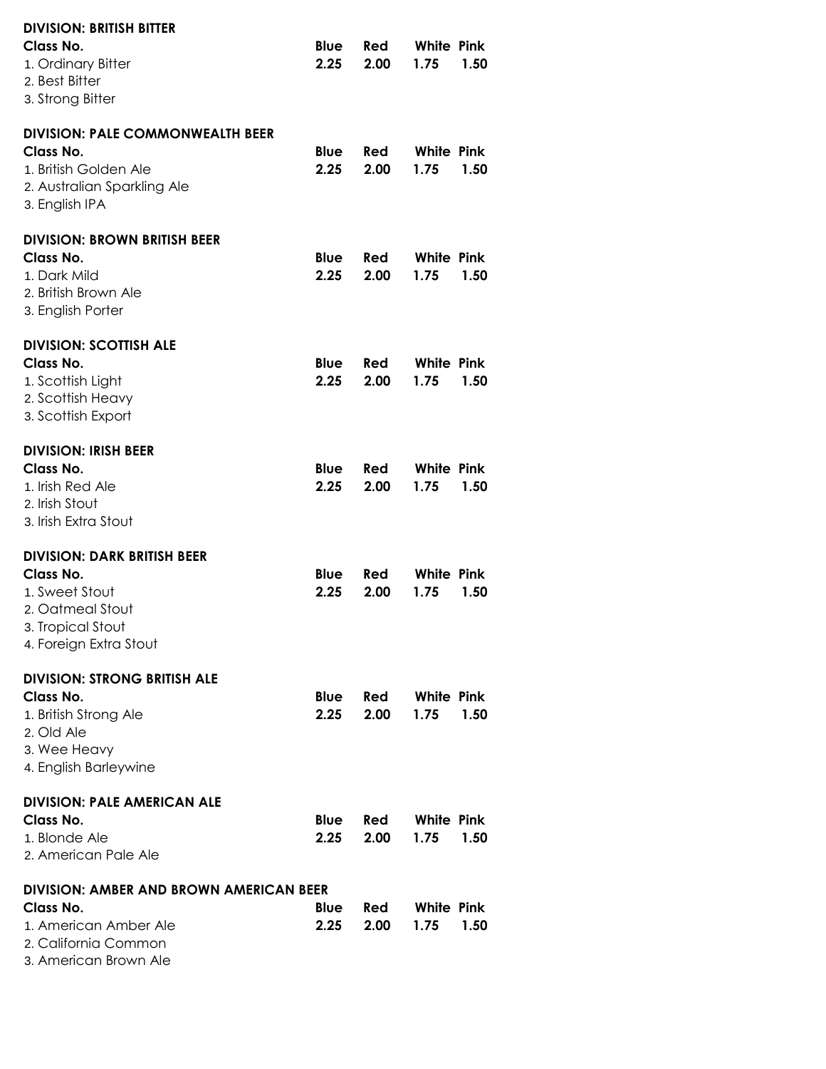**DIVISION: BRITISH BITTER**

| Class No. | Blue | Red | White | Pink |
|---|---|---|---|---|
| 1. Ordinary Bitter | 2.25 | 2.00 | 1.75 | 1.50 |
| 2. Best Bitter | | | | |
| 3. Strong Bitter | | | | |

**DIVISION: PALE COMMONWEALTH BEER**

| Class No. | Blue | Red | White | Pink |
|---|---|---|---|---|
| 1. British Golden Ale | 2.25 | 2.00 | 1.75 | 1.50 |
| 2. Australian Sparkling Ale | | | | |
| 3. English IPA | | | | |

**DIVISION: BROWN BRITISH BEER**

| Class No. | Blue | Red | White | Pink |
|---|---|---|---|---|
| 1. Dark Mild | 2.25 | 2.00 | 1.75 | 1.50 |
| 2. British Brown Ale | | | | |
| 3. English Porter | | | | |

**DIVISION: SCOTTISH ALE**

| Class No. | Blue | Red | White | Pink |
|---|---|---|---|---|
| 1. Scottish Light | 2.25 | 2.00 | 1.75 | 1.50 |
| 2. Scottish Heavy | | | | |
| 3. Scottish Export | | | | |

**DIVISION: IRISH BEER**

| Class No. | Blue | Red | White | Pink |
|---|---|---|---|---|
| 1. Irish Red Ale | 2.25 | 2.00 | 1.75 | 1.50 |
| 2. Irish Stout | | | | |
| 3. Irish Extra Stout | | | | |

**DIVISION: DARK BRITISH BEER**

| Class No. | Blue | Red | White | Pink |
|---|---|---|---|---|
| 1. Sweet Stout | 2.25 | 2.00 | 1.75 | 1.50 |
| 2. Oatmeal Stout | | | | |
| 3. Tropical Stout | | | | |
| 4. Foreign Extra Stout | | | | |

**DIVISION: STRONG BRITISH ALE**

| Class No. | Blue | Red | White | Pink |
|---|---|---|---|---|
| 1. British Strong Ale | 2.25 | 2.00 | 1.75 | 1.50 |
| 2. Old Ale | | | | |
| 3. Wee Heavy | | | | |
| 4. English Barleywine | | | | |

**DIVISION: PALE AMERICAN ALE**

| Class No. | Blue | Red | White | Pink |
|---|---|---|---|---|
| 1. Blonde Ale | 2.25 | 2.00 | 1.75 | 1.50 |
| 2. American Pale Ale | | | | |

**DIVISION: AMBER AND BROWN AMERICAN BEER**

| Class No. | Blue | Red | White | Pink |
|---|---|---|---|---|
| 1. American Amber Ale | 2.25 | 2.00 | 1.75 | 1.50 |
| 2. California Common | | | | |
| 3. American Brown Ale | | | | |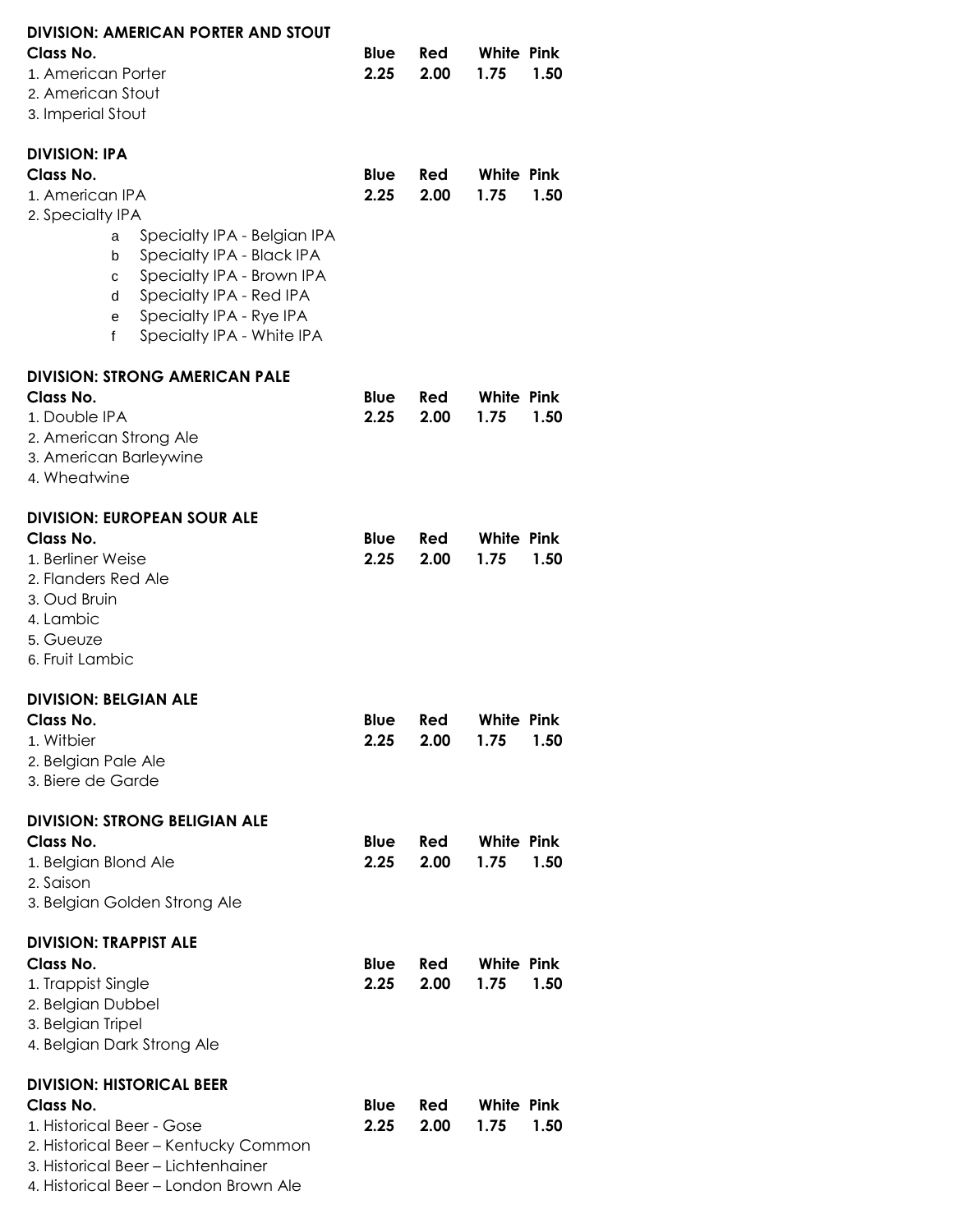**DIVISION: AMERICAN PORTER AND STOUT**

| Class No. | Blue | Red | White | Pink |
|---|---|---|---|---|
| 1. American Porter | 2.25 | 2.00 | 1.75 | 1.50 |
| 2. American Stout | | | | |
| 3. Imperial Stout | | | | |

**DIVISION: IPA**

| Class No. | Blue | Red | White | Pink |
|---|---|---|---|---|
| 1. American IPA | 2.25 | 2.00 | 1.75 | 1.50 |
| 2. Specialty IPA | | | | |
| a Specialty IPA - Belgian IPA | | | | |
| b Specialty IPA - Black IPA | | | | |
| c Specialty IPA - Brown IPA | | | | |
| d Specialty IPA - Red IPA | | | | |
| e Specialty IPA - Rye IPA | | | | |
| f Specialty IPA - White IPA | | | | |

**DIVISION: STRONG AMERICAN PALE**

| Class No. | Blue | Red | White | Pink |
|---|---|---|---|---|
| 1. Double IPA | 2.25 | 2.00 | 1.75 | 1.50 |
| 2. American Strong Ale | | | | |
| 3. American Barleywine | | | | |
| 4. Wheatwine | | | | |

**DIVISION: EUROPEAN SOUR ALE**

| Class No. | Blue | Red | White | Pink |
|---|---|---|---|---|
| 1. Berliner Weise | 2.25 | 2.00 | 1.75 | 1.50 |
| 2. Flanders Red Ale | | | | |
| 3. Oud Bruin | | | | |
| 4. Lambic | | | | |
| 5. Gueuze | | | | |
| 6. Fruit Lambic | | | | |

**DIVISION: BELGIAN ALE**

| Class No. | Blue | Red | White | Pink |
|---|---|---|---|---|
| 1. Witbier | 2.25 | 2.00 | 1.75 | 1.50 |
| 2. Belgian Pale Ale | | | | |
| 3. Biere de Garde | | | | |

**DIVISION: STRONG BELIGIAN ALE**

| Class No. | Blue | Red | White | Pink |
|---|---|---|---|---|
| 1. Belgian Blond Ale | 2.25 | 2.00 | 1.75 | 1.50 |
| 2. Saison | | | | |
| 3. Belgian Golden Strong Ale | | | | |

**DIVISION: TRAPPIST ALE**

| Class No. | Blue | Red | White | Pink |
|---|---|---|---|---|
| 1. Trappist Single | 2.25 | 2.00 | 1.75 | 1.50 |
| 2. Belgian Dubbel | | | | |
| 3. Belgian Tripel | | | | |
| 4. Belgian Dark Strong Ale | | | | |

**DIVISION: HISTORICAL BEER**

| Class No. | Blue | Red | White | Pink |
|---|---|---|---|---|
| 1. Historical Beer - Gose | 2.25 | 2.00 | 1.75 | 1.50 |
| 2. Historical Beer – Kentucky Common | | | | |
| 3. Historical Beer – Lichtenhainer | | | | |
| 4. Historical Beer – London Brown Ale | | | | |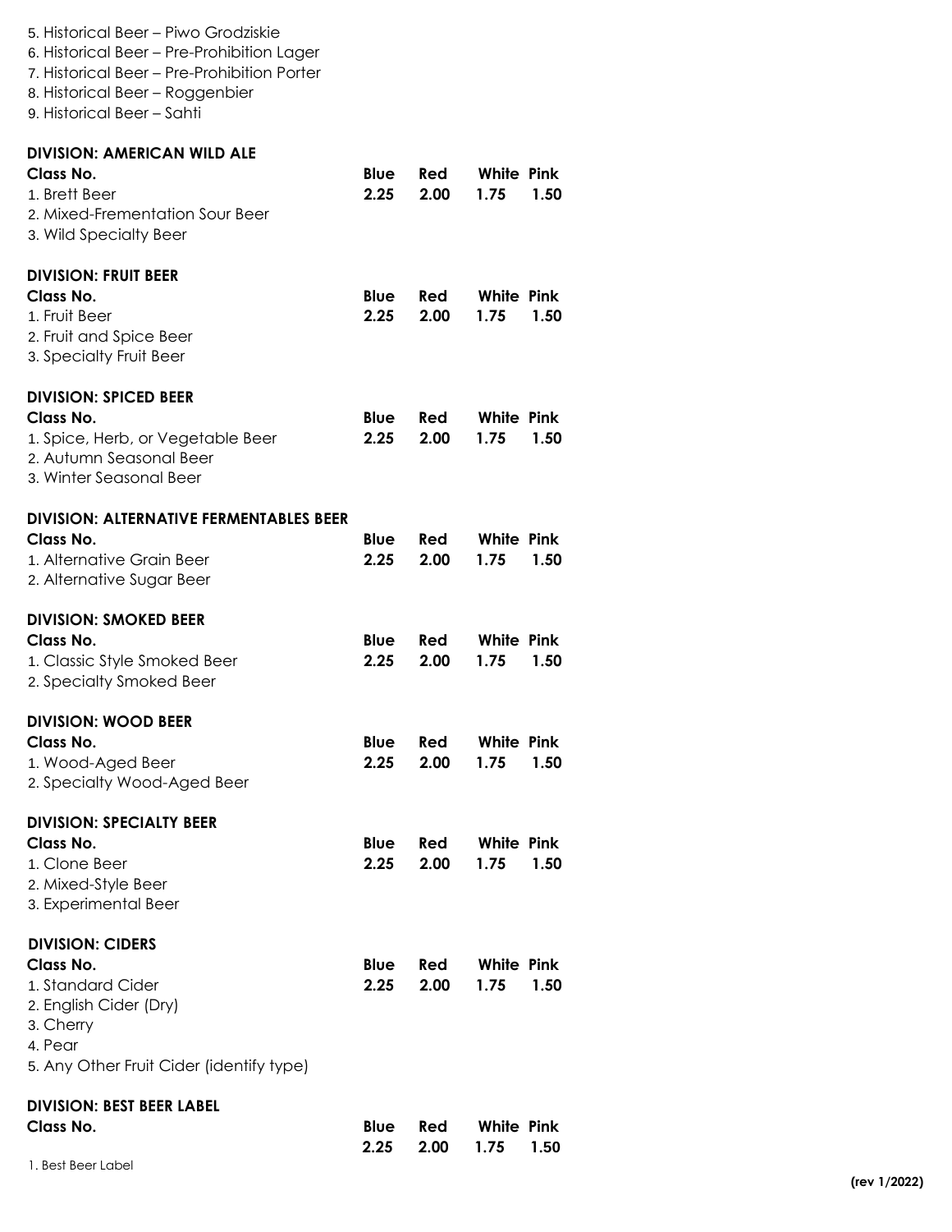5. Historical Beer – Piwo Grodziskie
6. Historical Beer – Pre-Prohibition Lager
7. Historical Beer – Pre-Prohibition Porter
8. Historical Beer – Roggenbier
9. Historical Beer – Sahti

**DIVISION: AMERICAN WILD ALE**

| Class No. | Blue | Red | White | Pink |
|---|---|---|---|---|
| 1. Brett Beer | 2.25 | 2.00 | 1.75 | 1.50 |
| 2. Mixed-Frementation Sour Beer | | | | |
| 3. Wild Specialty Beer | | | | |

**DIVISION: FRUIT BEER**

| Class No. | Blue | Red | White | Pink |
|---|---|---|---|---|
| 1. Fruit Beer | 2.25 | 2.00 | 1.75 | 1.50 |
| 2. Fruit and Spice Beer | | | | |
| 3. Specialty Fruit Beer | | | | |

**DIVISION: SPICED BEER**

| Class No. | Blue | Red | White | Pink |
|---|---|---|---|---|
| 1. Spice, Herb, or Vegetable Beer | 2.25 | 2.00 | 1.75 | 1.50 |
| 2. Autumn Seasonal Beer | | | | |
| 3. Winter Seasonal Beer | | | | |

**DIVISION: ALTERNATIVE FERMENTABLES BEER**

| Class No. | Blue | Red | White | Pink |
|---|---|---|---|---|
| 1. Alternative Grain Beer | 2.25 | 2.00 | 1.75 | 1.50 |
| 2. Alternative Sugar Beer | | | | |

**DIVISION: SMOKED BEER**

| Class No. | Blue | Red | White | Pink |
|---|---|---|---|---|
| 1. Classic Style Smoked Beer | 2.25 | 2.00 | 1.75 | 1.50 |
| 2. Specialty Smoked Beer | | | | |

**DIVISION: WOOD BEER**

| Class No. | Blue | Red | White | Pink |
|---|---|---|---|---|
| 1. Wood-Aged Beer | 2.25 | 2.00 | 1.75 | 1.50 |
| 2. Specialty Wood-Aged Beer | | | | |

**DIVISION: SPECIALTY BEER**

| Class No. | Blue | Red | White | Pink |
|---|---|---|---|---|
| 1. Clone Beer | 2.25 | 2.00 | 1.75 | 1.50 |
| 2. Mixed-Style Beer | | | | |
| 3. Experimental Beer | | | | |

**DIVISION: CIDERS**

| Class No. | Blue | Red | White | Pink |
|---|---|---|---|---|
| 1. Standard Cider | 2.25 | 2.00 | 1.75 | 1.50 |
| 2. English Cider (Dry) | | | | |
| 3. Cherry | | | | |
| 4. Pear | | | | |
| 5. Any Other Fruit Cider (identify type) | | | | |

**DIVISION: BEST BEER LABEL**

| Class No. | Blue | Red | White | Pink |
|---|---|---|---|---|
| | 2.25 | 2.00 | 1.75 | 1.50 |
| 1. Best Beer Label | | | | |

**(rev 1/2022)**